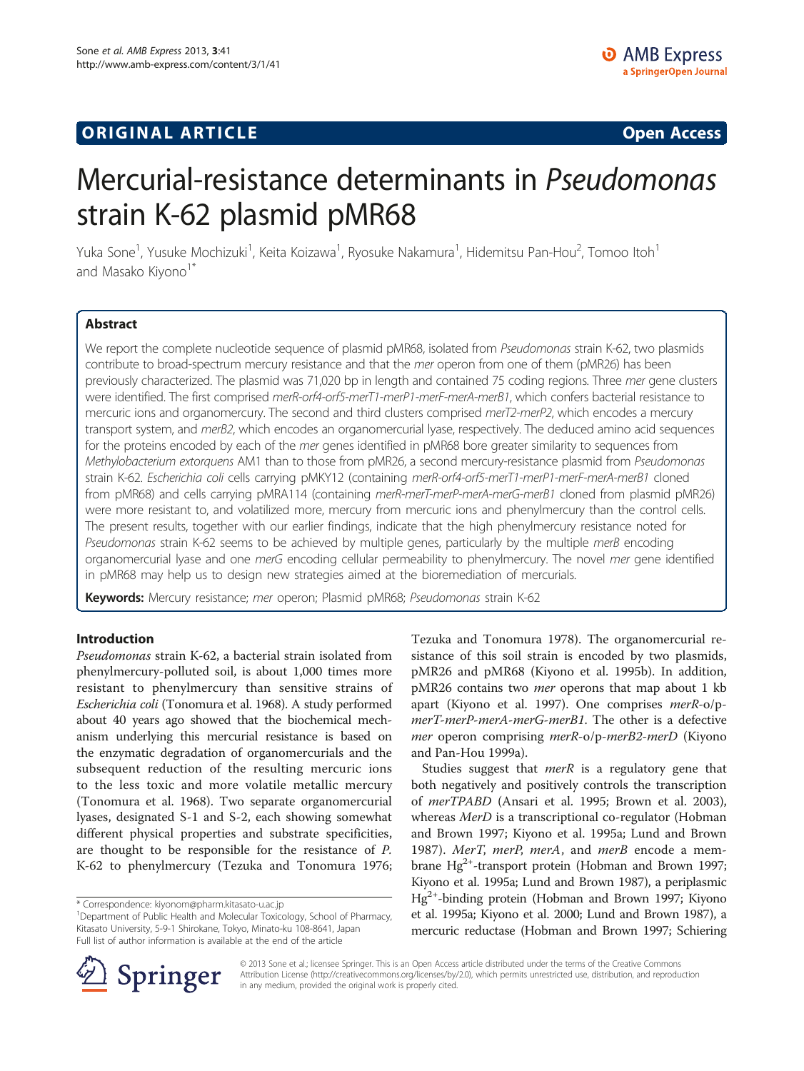**ORIGINAL ARTICLE** **Open Access**

# Mercurial-resistance determinants in *Pseudomonas* strain K-62 plasmid pMR68

Yuka Sone[1], Yusuke Mochizuki[1], Keita Koizawa[1], Ryosuke Nakamura[1], Hidemitsu Pan-Hou[2], Tomoo Itoh[1] and Masako Kiyono[1*]

## Abstract

We report the complete nucleotide sequence of plasmid pMR68, isolated from *Pseudomonas* strain K-62, two plasmids contribute to broad-spectrum mercury resistance and that the *mer* operon from one of them (pMR26) has been previously characterized. The plasmid was 71,020 bp in length and contained 75 coding regions. Three *mer* gene clusters were identified. The first comprised *merR-orf4-orf5-merT1-merP1-merF-merA-merB1*, which confers bacterial resistance to mercuric ions and organomercury. The second and third clusters comprised *merT2-merP2*, which encodes a mercury transport system, and *merB2*, which encodes an organomercurial lyase, respectively. The deduced amino acid sequences for the proteins encoded by each of the *mer* genes identified in pMR68 bore greater similarity to sequences from *Methylobacterium extorquens* AM1 than to those from pMR26, a second mercury-resistance plasmid from *Pseudomonas* strain K-62. *Escherichia coli* cells carrying pMKY12 (containing *merR-orf4-orf5-merT1-merP1-merF-merA-merB1* cloned from pMR68) and cells carrying pMRA114 (containing *merR-merT-merP-merA-merG-merB1* cloned from plasmid pMR26) were more resistant to, and volatilized more, mercury from mercuric ions and phenylmercury than the control cells. The present results, together with our earlier findings, indicate that the high phenylmercury resistance noted for *Pseudomonas* strain K-62 seems to be achieved by multiple genes, particularly by the multiple *merB* encoding organomercurial lyase and one *merG* encoding cellular permeability to phenylmercury. The novel *mer* gene identified in pMR68 may help us to design new strategies aimed at the bioremediation of mercurials.

**Keywords:** Mercury resistance; *mer* operon; Plasmid pMR68; *Pseudomonas* strain K-62

## Introduction

*Pseudomonas* strain K-62, a bacterial strain isolated from phenylmercury-polluted soil, is about 1,000 times more resistant to phenylmercury than sensitive strains of *Escherichia coli* (Tonomura et al. 1968). A study performed about 40 years ago showed that the biochemical mechanism underlying this mercurial resistance is based on the enzymatic degradation of organomercurials and the subsequent reduction of the resulting mercuric ions to the less toxic and more volatile metallic mercury (Tonomura et al. 1968). Two separate organomercurial lyases, designated S-1 and S-2, each showing somewhat different physical properties and substrate specificities, are thought to be responsible for the resistance of *P.* K-62 to phenylmercury (Tezuka and Tonomura 1976; Tezuka and Tonomura 1978). The organomercurial resistance of this soil strain is encoded by two plasmids, pMR26 and pMR68 (Kiyono et al. 1995b). In addition, pMR26 contains two *mer* operons that map about 1 kb apart (Kiyono et al. 1997). One comprises *merR*-o/p-*merT-merP-merA-merG-merB1*. The other is a defective *mer* operon comprising *merR*-o/p-*merB2-merD* (Kiyono and Pan-Hou 1999a).

Studies suggest that *merR* is a regulatory gene that both negatively and positively controls the transcription of *merTPABD* (Ansari et al. 1995; Brown et al. 2003), whereas *MerD* is a transcriptional co-regulator (Hobman and Brown 1997; Kiyono et al. 1995a; Lund and Brown 1987). *MerT*, *merP*, *merA*, and *merB* encode a membrane $Hg^{2+}$-transport protein (Hobman and Brown 1997; Kiyono et al. 1995a; Lund and Brown 1987), a periplasmic $Hg^{2+}$-binding protein (Hobman and Brown 1997; Kiyono et al. 1995a; Kiyono et al. 2000; Lund and Brown 1987), a mercuric reductase (Hobman and Brown 1997; Schiering

\* Correspondence: kiyonom@pharm.kitasato-u.ac.jp
[1]Department of Public Health and Molecular Toxicology, School of Pharmacy, Kitasato University, 5-9-1 Shirokane, Tokyo, Minato-ku 108-8641, Japan
Full list of author information is available at the end of the article

© 2013 Sone et al.; licensee Springer. This is an Open Access article distributed under the terms of the Creative Commons Attribution License (http://creativecommons.org/licenses/by/2.0), which permits unrestricted use, distribution, and reproduction in any medium, provided the original work is properly cited.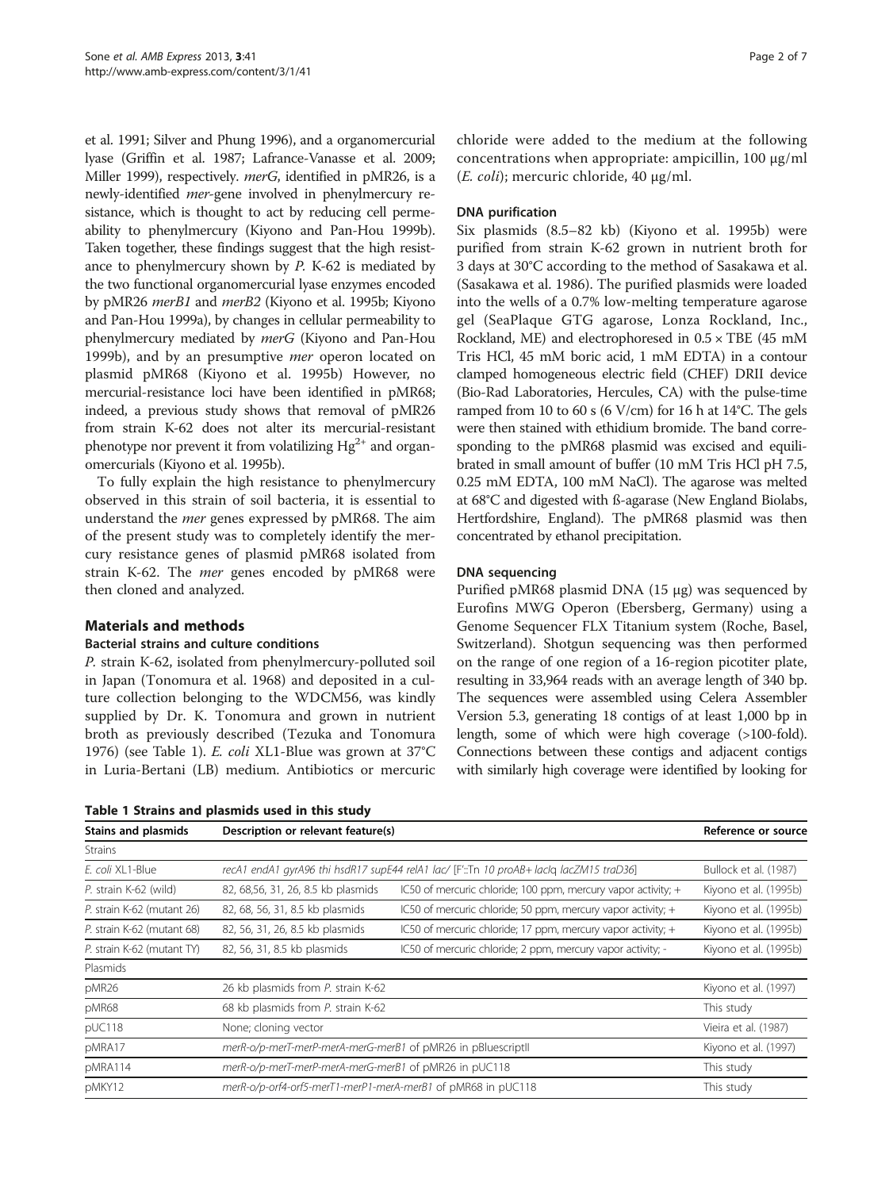et al. 1991; Silver and Phung 1996), and a organomercurial lyase (Griffin et al. 1987; Lafrance-Vanasse et al. 2009; Miller 1999), respectively. *merG*, identified in pMR26, is a newly-identified *mer*-gene involved in phenylmercury resistance, which is thought to act by reducing cell permeability to phenylmercury (Kiyono and Pan-Hou 1999b). Taken together, these findings suggest that the high resistance to phenylmercury shown by *P.* K-62 is mediated by the two functional organomercurial lyase enzymes encoded by pMR26 *merB1* and *merB2* (Kiyono et al. 1995b; Kiyono and Pan-Hou 1999a), by changes in cellular permeability to phenylmercury mediated by *merG* (Kiyono and Pan-Hou 1999b), and by an presumptive *mer* operon located on plasmid pMR68 (Kiyono et al. 1995b) However, no mercurial-resistance loci have been identified in pMR68; indeed, a previous study shows that removal of pMR26 from strain K-62 does not alter its mercurial-resistant phenotype nor prevent it from volatilizing $Hg^{2+}$ and organomercurials (Kiyono et al. 1995b).

To fully explain the high resistance to phenylmercury observed in this strain of soil bacteria, it is essential to understand the *mer* genes expressed by pMR68. The aim of the present study was to completely identify the mercury resistance genes of plasmid pMR68 isolated from strain K-62. The *mer* genes encoded by pMR68 were then cloned and analyzed.

## Materials and methods

### Bacterial strains and culture conditions

*P.* strain K-62, isolated from phenylmercury-polluted soil in Japan (Tonomura et al. 1968) and deposited in a culture collection belonging to the WDCM56, was kindly supplied by Dr. K. Tonomura and grown in nutrient broth as previously described (Tezuka and Tonomura 1976) (see Table 1). *E. coli* XL1-Blue was grown at 37°C in Luria-Bertani (LB) medium. Antibiotics or mercuric chloride were added to the medium at the following concentrations when appropriate: ampicillin, 100 μg/ml (*E. coli*); mercuric chloride, 40 μg/ml.

### DNA purification

Six plasmids (8.5–82 kb) (Kiyono et al. 1995b) were purified from strain K-62 grown in nutrient broth for 3 days at 30°C according to the method of Sasakawa et al. (Sasakawa et al. 1986). The purified plasmids were loaded into the wells of a 0.7% low-melting temperature agarose gel (SeaPlaque GTG agarose, Lonza Rockland, Inc., Rockland, ME) and electrophoresed in 0.5 × TBE (45 mM Tris HCl, 45 mM boric acid, 1 mM EDTA) in a contour clamped homogeneous electric field (CHEF) DRII device (Bio-Rad Laboratories, Hercules, CA) with the pulse-time ramped from 10 to 60 s (6 V/cm) for 16 h at 14°C. The gels were then stained with ethidium bromide. The band corresponding to the pMR68 plasmid was excised and equilibrated in small amount of buffer (10 mM Tris HCl pH 7.5, 0.25 mM EDTA, 100 mM NaCl). The agarose was melted at 68°C and digested with ß-agarase (New England Biolabs, Hertfordshire, England). The pMR68 plasmid was then concentrated by ethanol precipitation.

### DNA sequencing

Purified pMR68 plasmid DNA (15 μg) was sequenced by Eurofins MWG Operon (Ebersberg, Germany) using a Genome Sequencer FLX Titanium system (Roche, Basel, Switzerland). Shotgun sequencing was then performed on the range of one region of a 16-region picotiter plate, resulting in 33,964 reads with an average length of 340 bp. The sequences were assembled using Celera Assembler Version 5.3, generating 18 contigs of at least 1,000 bp in length, some of which were high coverage (>100-fold). Connections between these contigs and adjacent contigs with similarly high coverage were identified by looking for

**Table 1 Strains and plasmids used in this study**

| Stains and plasmids | Description or relevant feature(s) | | Reference or source |
|---|---|---|---|
| Strains | | | |
| *E. coli* XL1-Blue | *recA1 endA1 gyrA96 thi hsdR17 supE44 relA1 lac/* [F'::Tn *10 proAB+ lacIq lacZM15 traD36*] | | Bullock et al. (1987) |
| *P.* strain K-62 (wild) | 82, 68,56, 31, 26, 8.5 kb plasmids | IC50 of mercuric chloride; 100 ppm, mercury vapor activity; + | Kiyono et al. (1995b) |
| *P.* strain K-62 (mutant 26) | 82, 68, 56, 31, 8.5 kb plasmids | IC50 of mercuric chloride; 50 ppm, mercury vapor activity; + | Kiyono et al. (1995b) |
| *P.* strain K-62 (mutant 68) | 82, 56, 31, 26, 8.5 kb plasmids | IC50 of mercuric chloride; 17 ppm, mercury vapor activity; + | Kiyono et al. (1995b) |
| *P.* strain K-62 (mutant TY) | 82, 56, 31, 8.5 kb plasmids | IC50 of mercuric chloride; 2 ppm, mercury vapor activity; - | Kiyono et al. (1995b) |
| Plasmids | | | |
| pMR26 | 26 kb plasmids from *P.* strain K-62 | | Kiyono et al. (1997) |
| pMR68 | 68 kb plasmids from *P.* strain K-62 | | This study |
| pUC118 | None; cloning vector | | Vieira et al. (1987) |
| pMRA17 | *merR-o/p-merT-merP-merA-merG-merB1* of pMR26 in pBluescriptII | | Kiyono et al. (1997) |
| pMRA114 | *merR-o/p-merT-merP-merA-merG-merB1* of pMR26 in pUC118 | | This study |
| pMKY12 | *merR-o/p-orf4-orf5-merT1-merP1-merA-merB1* of pMR68 in pUC118 | | This study |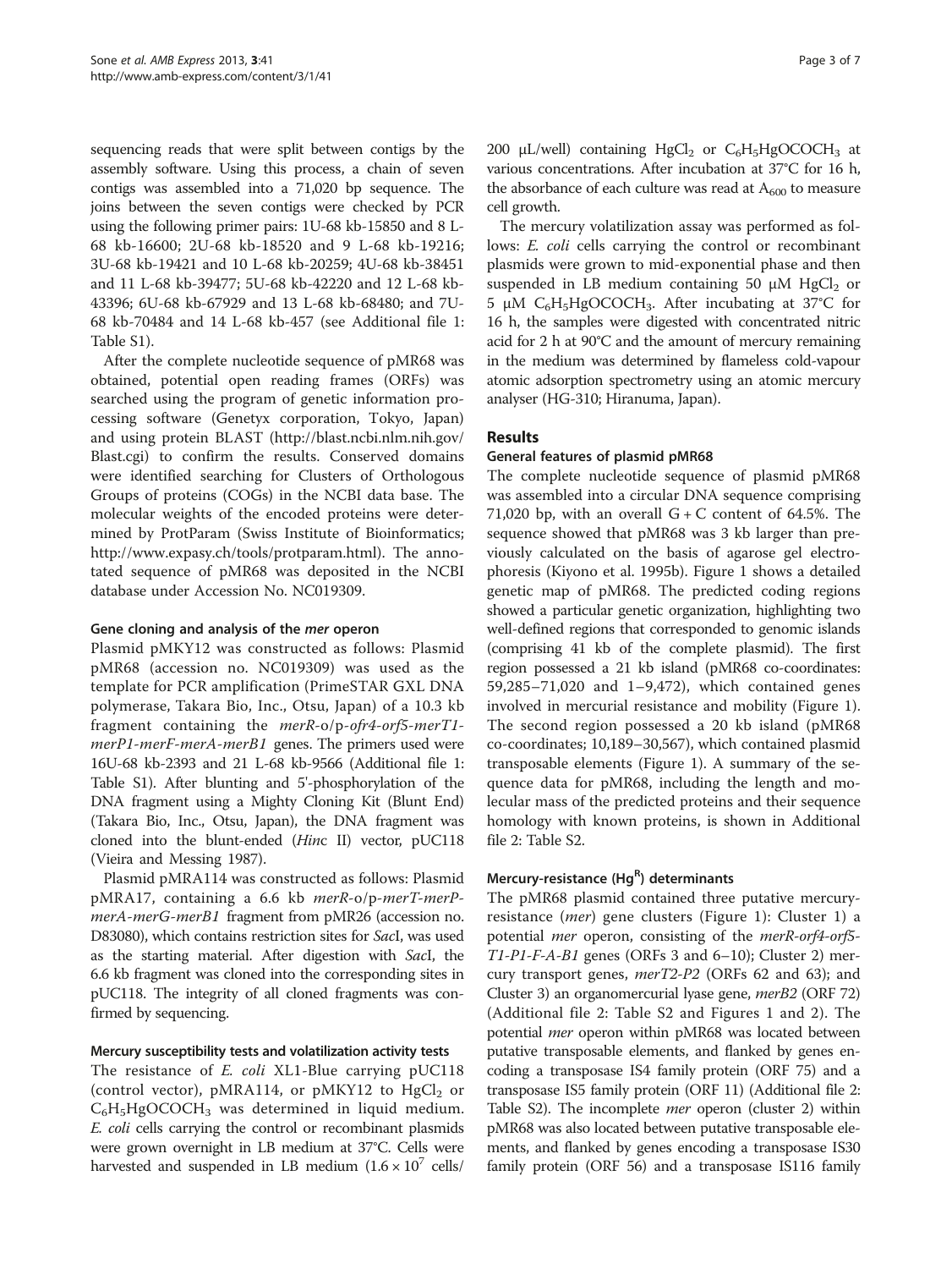sequencing reads that were split between contigs by the assembly software. Using this process, a chain of seven contigs was assembled into a 71,020 bp sequence. The joins between the seven contigs were checked by PCR using the following primer pairs: 1U-68 kb-15850 and 8 L-68 kb-16600; 2U-68 kb-18520 and 9 L-68 kb-19216; 3U-68 kb-19421 and 10 L-68 kb-20259; 4U-68 kb-38451 and 11 L-68 kb-39477; 5U-68 kb-42220 and 12 L-68 kb-43396; 6U-68 kb-67929 and 13 L-68 kb-68480; and 7U-68 kb-70484 and 14 L-68 kb-457 (see Additional file 1: Table S1).

After the complete nucleotide sequence of pMR68 was obtained, potential open reading frames (ORFs) was searched using the program of genetic information processing software (Genetyx corporation, Tokyo, Japan) and using protein BLAST (http://blast.ncbi.nlm.nih.gov/Blast.cgi) to confirm the results. Conserved domains were identified searching for Clusters of Orthologous Groups of proteins (COGs) in the NCBI data base. The molecular weights of the encoded proteins were determined by ProtParam (Swiss Institute of Bioinformatics; http://www.expasy.ch/tools/protparam.html). The annotated sequence of pMR68 was deposited in the NCBI database under Accession No. NC019309.

### Gene cloning and analysis of the *mer* operon

Plasmid pMKY12 was constructed as follows: Plasmid pMR68 (accession no. NC019309) was used as the template for PCR amplification (PrimeSTAR GXL DNA polymerase, Takara Bio, Inc., Otsu, Japan) of a 10.3 kb fragment containing the *merR-o/p-ofr4-orf5-merT1-merP1-merF-merA-merB1* genes. The primers used were 16U-68 kb-2393 and 21 L-68 kb-9566 (Additional file 1: Table S1). After blunting and 5'-phosphorylation of the DNA fragment using a Mighty Cloning Kit (Blunt End) (Takara Bio, Inc., Otsu, Japan), the DNA fragment was cloned into the blunt-ended (*Hinc* II) vector, pUC118 (Vieira and Messing 1987).

Plasmid pMRA114 was constructed as follows: Plasmid pMRA17, containing a 6.6 kb *merR-o/p-merT-merP-merA-merG-merB1* fragment from pMR26 (accession no. D83080), which contains restriction sites for *Sac*I, was used as the starting material. After digestion with *Sac*I, the 6.6 kb fragment was cloned into the corresponding sites in pUC118. The integrity of all cloned fragments was confirmed by sequencing.

### Mercury susceptibility tests and volatilization activity tests

The resistance of *E. coli* XL1-Blue carrying pUC118 (control vector), pMRA114, or pMKY12 to $HgCl_2$ or $C_6H_5HgOCOCH_3$ was determined in liquid medium. *E. coli* cells carrying the control or recombinant plasmids were grown overnight in LB medium at 37°C. Cells were harvested and suspended in LB medium ($1.6 \times 10^7$ cells/200 μL/well) containing $HgCl_2$ or $C_6H_5HgOCOCH_3$ at various concentrations. After incubation at 37°C for 16 h, the absorbance of each culture was read at $A_{600}$ to measure cell growth.

The mercury volatilization assay was performed as follows: *E. coli* cells carrying the control or recombinant plasmids were grown to mid-exponential phase and then suspended in LB medium containing 50 μM $HgCl_2$ or 5 μM $C_6H_5HgOCOCH_3$. After incubating at 37°C for 16 h, the samples were digested with concentrated nitric acid for 2 h at 90°C and the amount of mercury remaining in the medium was determined by flameless cold-vapour atomic adsorption spectrometry using an atomic mercury analyser (HG-310; Hiranuma, Japan).

## Results

### General features of plasmid pMR68

The complete nucleotide sequence of plasmid pMR68 was assembled into a circular DNA sequence comprising 71,020 bp, with an overall G + C content of 64.5%. The sequence showed that pMR68 was 3 kb larger than previously calculated on the basis of agarose gel electrophoresis (Kiyono et al. 1995b). Figure 1 shows a detailed genetic map of pMR68. The predicted coding regions showed a particular genetic organization, highlighting two well-defined regions that corresponded to genomic islands (comprising 41 kb of the complete plasmid). The first region possessed a 21 kb island (pMR68 co-coordinates: 59,285–71,020 and 1–9,472), which contained genes involved in mercurial resistance and mobility (Figure 1). The second region possessed a 20 kb island (pMR68 co-coordinates; 10,189–30,567), which contained plasmid transposable elements (Figure 1). A summary of the sequence data for pMR68, including the length and molecular mass of the predicted proteins and their sequence homology with known proteins, is shown in Additional file 2: Table S2.

### Mercury-resistance ($Hg^R$) determinants

The pMR68 plasmid contained three putative mercury-resistance (*mer*) gene clusters (Figure 1): Cluster 1) a potential *mer* operon, consisting of the *merR-orf4-orf5-T1-P1-F-A-B1* genes (ORFs 3 and 6–10); Cluster 2) mercury transport genes, *merT2-P2* (ORFs 62 and 63); and Cluster 3) an organomercurial lyase gene, *merB2* (ORF 72) (Additional file 2: Table S2 and Figures 1 and 2). The potential *mer* operon within pMR68 was located between putative transposable elements, and flanked by genes encoding a transposase IS4 family protein (ORF 75) and a transposase IS5 family protein (ORF 11) (Additional file 2: Table S2). The incomplete *mer* operon (cluster 2) within pMR68 was also located between putative transposable elements, and flanked by genes encoding a transposase IS30 family protein (ORF 56) and a transposase IS116 family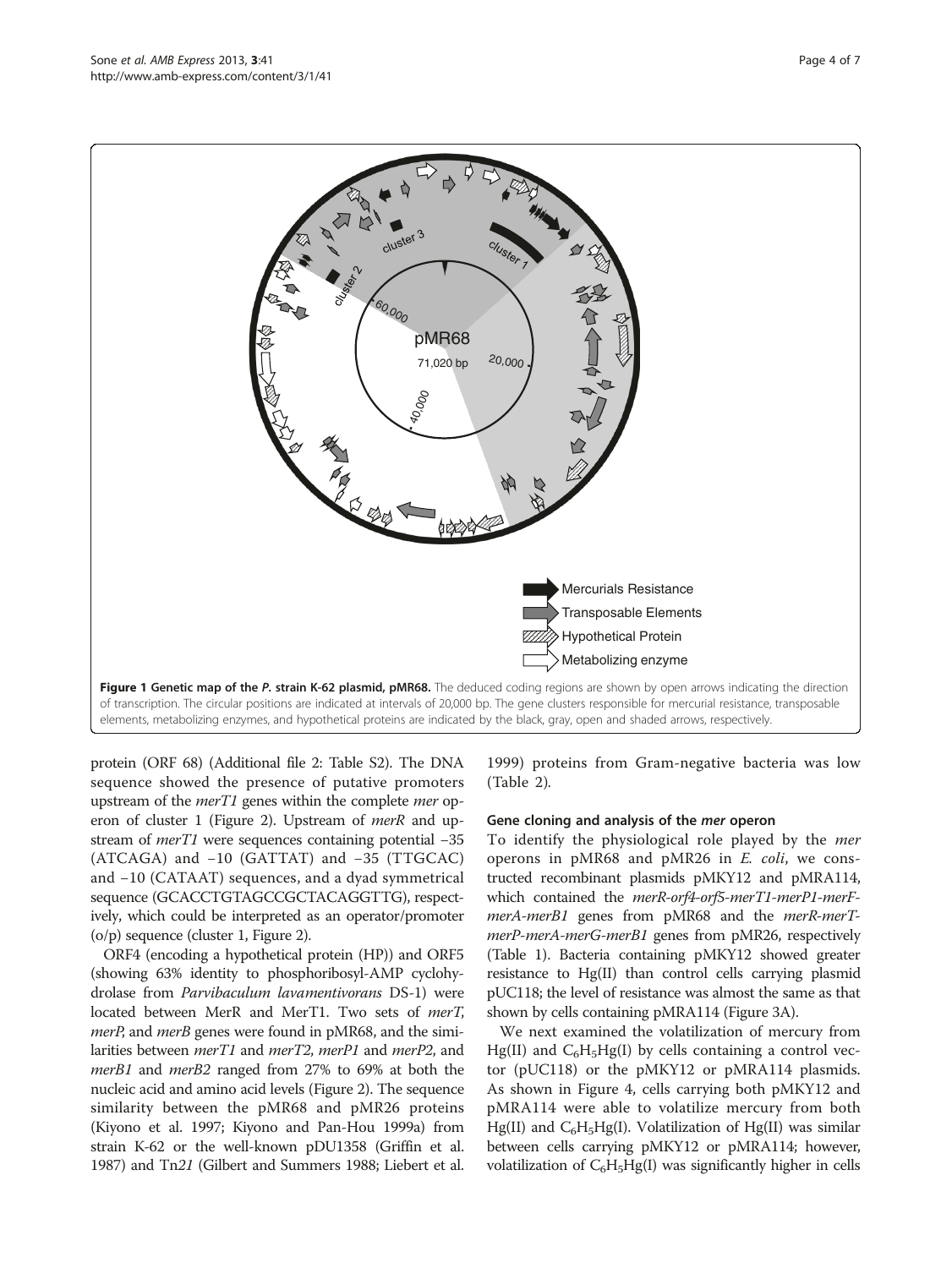pMR68
71,020 bp
20,000
40,000
60,000
cluster 1
cluster 2
cluster 3
Mercurials Resistance
Transposable Elements
Hypothetical Protein
Metabolizing enzyme

**Figure 1 Genetic map of the *P.* strain K-62 plasmid, pMR68.** The deduced coding regions are shown by open arrows indicating the direction of transcription. The circular positions are indicated at intervals of 20,000 bp. The gene clusters responsible for mercurial resistance, transposable elements, metabolizing enzymes, and hypothetical proteins are indicated by the black, gray, open and shaded arrows, respectively.

protein (ORF 68) (Additional file 2: Table S2). The DNA sequence showed the presence of putative promoters upstream of the *merT1* genes within the complete *mer* operon of cluster 1 (Figure 2). Upstream of *merR* and upstream of *merT1* were sequences containing potential −35 (ATCAGA) and −10 (GATTAT) and −35 (TTGCAC) and −10 (CATAAT) sequences, and a dyad symmetrical sequence (GCACCTGTAGCCGCTACAGGTTG), respectively, which could be interpreted as an operator/promoter (o/p) sequence (cluster 1, Figure 2).

ORF4 (encoding a hypothetical protein (HP)) and ORF5 (showing 63% identity to phosphoribosyl-AMP cyclohydrolase from *Parvibaculum lavamentivorans* DS-1) were located between MerR and MerT1. Two sets of *merT*, *merP*, and *merB* genes were found in pMR68, and the similarities between *merT1* and *merT2*, *merP1* and *merP2*, and *merB1* and *merB2* ranged from 27% to 69% at both the nucleic acid and amino acid levels (Figure 2). The sequence similarity between the pMR68 and pMR26 proteins (Kiyono et al. 1997; Kiyono and Pan-Hou 1999a) from strain K-62 or the well-known pDU1358 (Griffin et al. 1987) and Tn*21* (Gilbert and Summers 1988; Liebert et al. 1999) proteins from Gram-negative bacteria was low (Table 2).

### Gene cloning and analysis of the *mer* operon

To identify the physiological role played by the *mer* operons in pMR68 and pMR26 in *E. coli*, we constructed recombinant plasmids pMKY12 and pMRA114, which contained the *merR-orf4-orf5-merT1-merP1-merF-merA-merB1* genes from pMR68 and the *merR-merT-merP-merA-merG-merB1* genes from pMR26, respectively (Table 1). Bacteria containing pMKY12 showed greater resistance to Hg(II) than control cells carrying plasmid pUC118; the level of resistance was almost the same as that shown by cells containing pMRA114 (Figure 3A).

We next examined the volatilization of mercury from Hg(II) and $C_6H_5Hg(I)$ by cells containing a control vector (pUC118) or the pMKY12 or pMRA114 plasmids. As shown in Figure 4, cells carrying both pMKY12 and pMRA114 were able to volatilize mercury from both Hg(II) and $C_6H_5Hg(I)$. Volatilization of Hg(II) was similar between cells carrying pMKY12 or pMRA114; however, volatilization of $C_6H_5Hg(I)$ was significantly higher in cells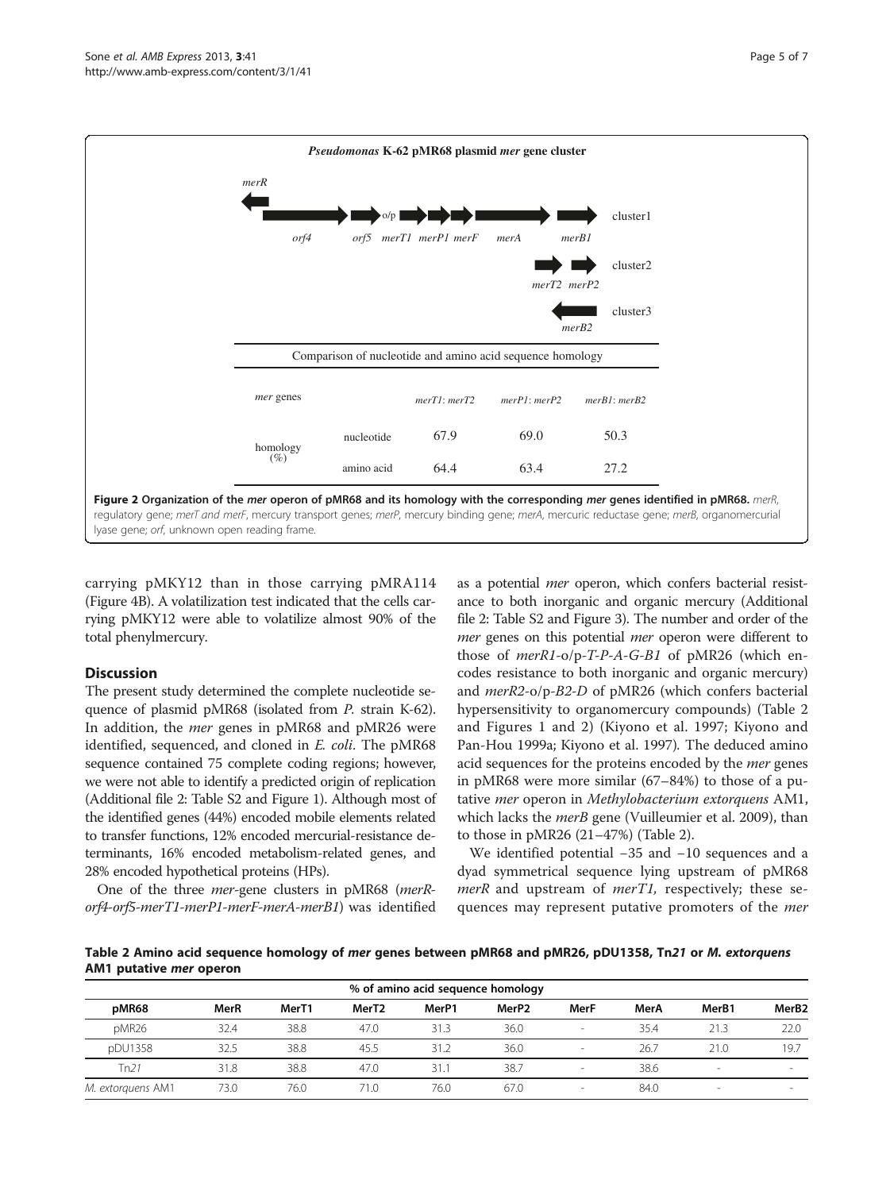Pseudomonas K-62 pMR68 plasmid mer gene cluster

merR

orf4 orf5 o/p merT1 merP1 merF merA merB1 cluster1

merT2 merP2 cluster2

merB2 cluster3

Comparison of nucleotide and amino acid sequence homology

| *mer* genes | | *merT1*: *merT2* | *merP1*: *merP2* | *merB1*: *merB2* |
|---|---|---|---|---|
| homology (%) | nucleotide | 67.9 | 69.0 | 50.3 |
| | amino acid | 64.4 | 63.4 | 27.2 |

**Figure 2 Organization of the *mer* operon of pMR68 and its homology with the corresponding *mer* genes identified in pMR68.** *merR*, regulatory gene; *merT and merF*, mercury transport genes; *merP*, mercury binding gene; *merA*, mercuric reductase gene; *merB*, organomercurial lyase gene; *orf*, unknown open reading frame.

carrying pMKY12 than in those carrying pMRA114 (Figure 4B). A volatilization test indicated that the cells carrying pMKY12 were able to volatilize almost 90% of the total phenylmercury.

## Discussion

The present study determined the complete nucleotide sequence of plasmid pMR68 (isolated from *P.* strain K-62). In addition, the *mer* genes in pMR68 and pMR26 were identified, sequenced, and cloned in *E. coli*. The pMR68 sequence contained 75 complete coding regions; however, we were not able to identify a predicted origin of replication (Additional file 2: Table S2 and Figure 1). Although most of the identified genes (44%) encoded mobile elements related to transfer functions, 12% encoded mercurial-resistance determinants, 16% encoded metabolism-related genes, and 28% encoded hypothetical proteins (HPs).

One of the three *mer*-gene clusters in pMR68 (*merR-orf4-orf5-merT1-merP1-merF-merA-merB1*) was identified as a potential *mer* operon, which confers bacterial resistance to both inorganic and organic mercury (Additional file 2: Table S2 and Figure 3). The number and order of the *mer* genes on this potential *mer* operon were different to those of *merR1*-o/p-*T-P-A-G-B1* of pMR26 (which encodes resistance to both inorganic and organic mercury) and *merR2*-o/p-*B2-D* of pMR26 (which confers bacterial hypersensitivity to organomercury compounds) (Table 2 and Figures 1 and 2) (Kiyono et al. 1997; Kiyono and Pan-Hou 1999a; Kiyono et al. 1997). The deduced amino acid sequences for the proteins encoded by the *mer* genes in pMR68 were more similar (67–84%) to those of a putative *mer* operon in *Methylobacterium extorquens* AM1, which lacks the *merB* gene (Vuilleumier et al. 2009), than to those in pMR26 (21–47%) (Table 2).

We identified potential −35 and −10 sequences and a dyad symmetrical sequence lying upstream of pMR68 *merR* and upstream of *merT1,* respectively; these sequences may represent putative promoters of the *mer*

**Table 2 Amino acid sequence homology of *mer* genes between pMR68 and pMR26, pDU1358, Tn*21* or *M. extorquens* AM1 putative *mer* operon**

| | % of amino acid sequence homology | | | | | | | | |
|---|---|---|---|---|---|---|---|---|---|
| **pMR68** | **MerR** | **MerT1** | **MerT2** | **MerP1** | **MerP2** | **MerF** | **MerA** | **MerB1** | **MerB2** |
| pMR26 | 32.4 | 38.8 | 47.0 | 31.3 | 36.0 | - | 35.4 | 21.3 | 22.0 |
| pDU1358 | 32.5 | 38.8 | 45.5 | 31.2 | 36.0 | - | 26.7 | 21.0 | 19.7 |
| Tn*21* | 31.8 | 38.8 | 47.0 | 31.1 | 38.7 | - | 38.6 | - | - |
| *M. extorquens* AM1 | 73.0 | 76.0 | 71.0 | 76.0 | 67.0 | - | 84.0 | - | - |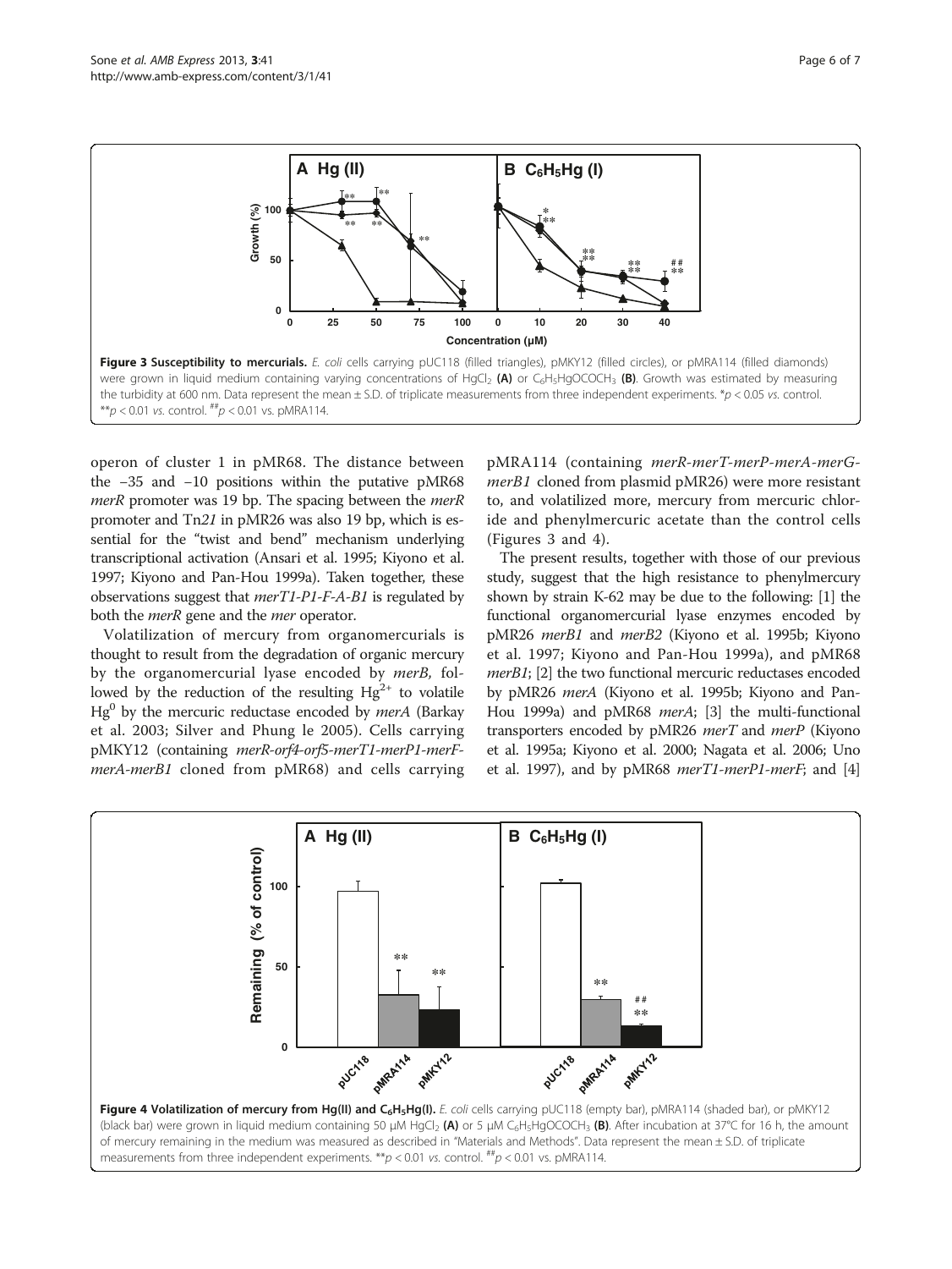A Hg (II)

B $C_6H_5Hg$ (I)

Growth (%)

100

50

0

0 25 50 75 100 0 10 20 30 40

Concentration (µM)

Figure 3 Susceptibility to mercurials. *E. coli* cells carrying pUC118 (filled triangles), pMKY12 (filled circles), or pMRA114 (filled diamonds) were grown in liquid medium containing varying concentrations of $HgCl_2$ (A) or $C_6H_5HgOCOCH_3$ (B). Growth was estimated by measuring the turbidity at 600 nm. Data represent the mean ± S.D. of triplicate measurements from three independent experiments. *$p < 0.05$ *vs.* control. **$p < 0.01$ *vs.* control. ##$p < 0.01$ vs. pMRA114.

operon of cluster 1 in pMR68. The distance between the −35 and −10 positions within the putative pMR68 *merR* promoter was 19 bp. The spacing between the *merR* promoter and Tn*21* in pMR26 was also 19 bp, which is essential for the "twist and bend" mechanism underlying transcriptional activation (Ansari et al. 1995; Kiyono et al. 1997; Kiyono and Pan-Hou 1999a). Taken together, these observations suggest that *merT1-P1-F-A-B1* is regulated by both the *merR* gene and the *mer* operator.

Volatilization of mercury from organomercurials is thought to result from the degradation of organic mercury by the organomercurial lyase encoded by *merB*, followed by the reduction of the resulting $Hg^{2+}$ to volatile $Hg^0$ by the mercuric reductase encoded by *merA* (Barkay et al. 2003; Silver and Phung le 2005). Cells carrying pMKY12 (containing *merR-orf4-orf5-merT1-merP1-merF-merA-merB1* cloned from pMR68) and cells carrying pMRA114 (containing *merR-merT-merP-merA-merG-merB1* cloned from plasmid pMR26) were more resistant to, and volatilized more, mercury from mercuric chloride and phenylmercuric acetate than the control cells (Figures 3 and 4).

The present results, together with those of our previous study, suggest that the high resistance to phenylmercury shown by strain K-62 may be due to the following: [1] the functional organomercurial lyase enzymes encoded by pMR26 *merB1* and *merB2* (Kiyono et al. 1995b; Kiyono et al. 1997; Kiyono and Pan-Hou 1999a), and pMR68 *merB1*; [2] the two functional mercuric reductases encoded by pMR26 *merA* (Kiyono et al. 1995b; Kiyono and Pan-Hou 1999a) and pMR68 *merA*; [3] the multi-functional transporters encoded by pMR26 *merT* and *merP* (Kiyono et al. 1995a; Kiyono et al. 2000; Nagata et al. 2006; Uno et al. 1997), and by pMR68 *merT1-merP1-merF*; and [4]

A Hg (II)

B $C_6H_5Hg$ (I)

Remaining (% of control)

100

50

0

pUC118 pMRA114 pMKY12 pUC118 pMRA114 pMKY12

Figure 4 Volatilization of mercury from Hg(II) and $C_6H_5Hg$(I). *E. coli* cells carrying pUC118 (empty bar), pMRA114 (shaded bar), or pMKY12 (black bar) were grown in liquid medium containing 50 µM $HgCl_2$ (A) or 5 µM $C_6H_5HgOCOCH_3$ (B). After incubation at 37°C for 16 h, the amount of mercury remaining in the medium was measured as described in "Materials and Methods". Data represent the mean ± S.D. of triplicate measurements from three independent experiments. **$p < 0.01$ *vs.* control. ##$p < 0.01$ vs. pMRA114.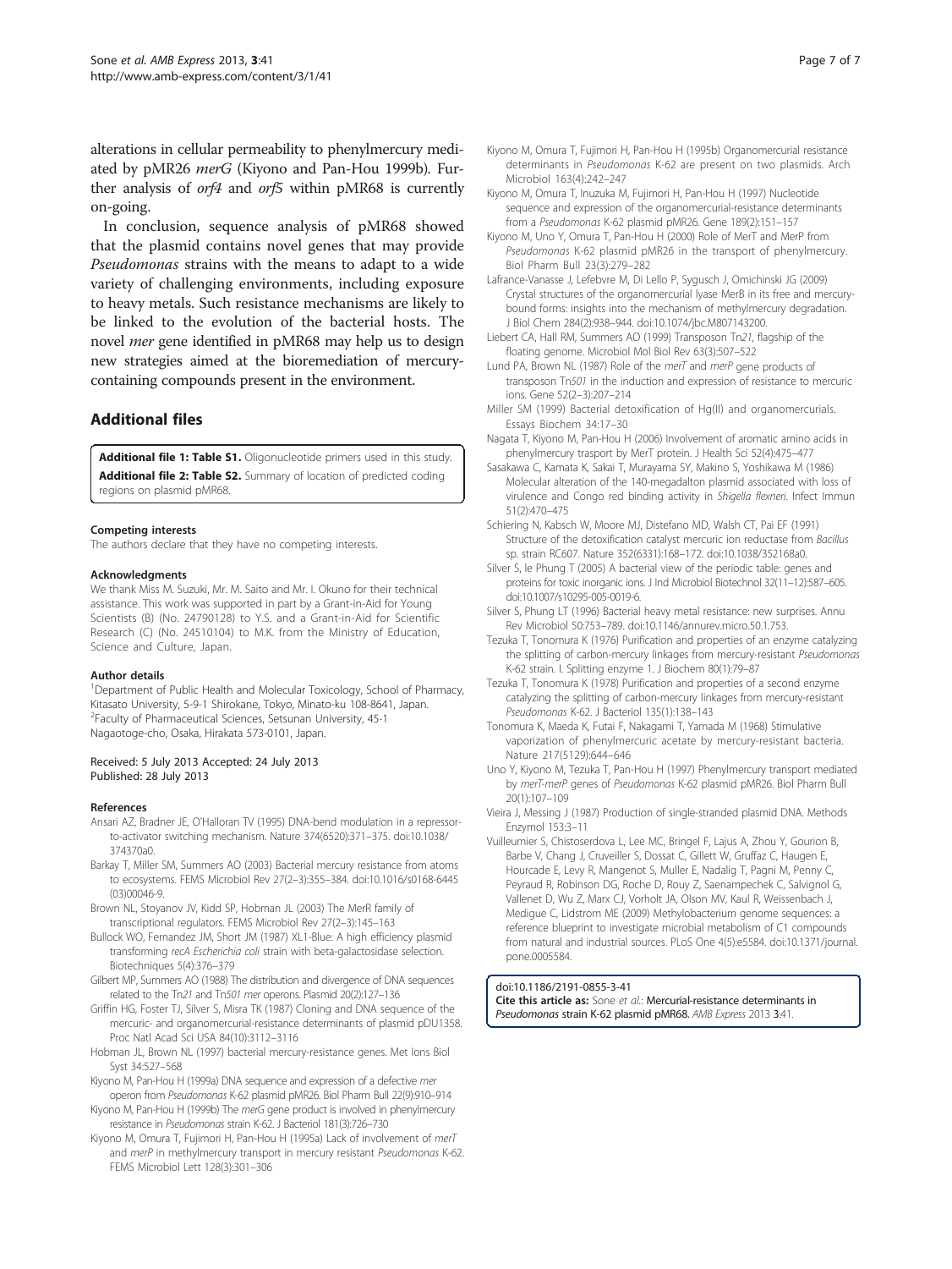alterations in cellular permeability to phenylmercury mediated by pMR26 *merG* (Kiyono and Pan-Hou 1999b). Further analysis of *orf4* and *orf5* within pMR68 is currently on-going.

In conclusion, sequence analysis of pMR68 showed that the plasmid contains novel genes that may provide *Pseudomonas* strains with the means to adapt to a wide variety of challenging environments, including exposure to heavy metals. Such resistance mechanisms are likely to be linked to the evolution of the bacterial hosts. The novel *mer* gene identified in pMR68 may help us to design new strategies aimed at the bioremediation of mercury-containing compounds present in the environment.

## Additional files

**Additional file 1: Table S1.** Oligonucleotide primers used in this study.
**Additional file 2: Table S2.** Summary of location of predicted coding regions on plasmid pMR68.

#### Competing interests
The authors declare that they have no competing interests.

#### Acknowledgments
We thank Miss M. Suzuki, Mr. M. Saito and Mr. I. Okuno for their technical assistance. This work was supported in part by a Grant-in-Aid for Young Scientists (B) (No. 24790128) to Y.S. and a Grant-in-Aid for Scientific Research (C) (No. 24510104) to M.K. from the Ministry of Education, Science and Culture, Japan.

#### Author details
[1]Department of Public Health and Molecular Toxicology, School of Pharmacy, Kitasato University, 5-9-1 Shirokane, Tokyo, Minato-ku 108-8641, Japan. [2]Faculty of Pharmaceutical Sciences, Setsunan University, 45-1 Nagaotoge-cho, Osaka, Hirakata 573-0101, Japan.

Received: 5 July 2013 Accepted: 24 July 2013
Published: 28 July 2013

#### References
Ansari AZ, Bradner JE, O'Halloran TV (1995) DNA-bend modulation in a repressor-to-activator switching mechanism. Nature 374(6520):371–375. doi:10.1038/374370a0.

Barkay T, Miller SM, Summers AO (2003) Bacterial mercury resistance from atoms to ecosystems. FEMS Microbiol Rev 27(2–3):355–384. doi:10.1016/s0168-6445(03)00046-9.

Brown NL, Stoyanov JV, Kidd SP, Hobman JL (2003) The MerR family of transcriptional regulators. FEMS Microbiol Rev 27(2–3):145–163

Bullock WO, Fernandez JM, Short JM (1987) XL1-Blue: A high efficiency plasmid transforming *recA Escherichia coli* strain with beta-galactosidase selection. Biotechniques 5(4):376–379

Gilbert MP, Summers AO (1988) The distribution and divergence of DNA sequences related to the Tn*21* and Tn*501 mer* operons. Plasmid 20(2):127–136

Griffin HG, Foster TJ, Silver S, Misra TK (1987) Cloning and DNA sequence of the mercuric- and organomercurial-resistance determinants of plasmid pDU1358. Proc Natl Acad Sci USA 84(10):3112–3116

Hobman JL, Brown NL (1997) bacterial mercury-resistance genes. Met Ions Biol Syst 34:527–568

Kiyono M, Pan-Hou H (1999a) DNA sequence and expression of a defective *mer* operon from *Pseudomonas* K-62 plasmid pMR26. Biol Pharm Bull 22(9):910–914

Kiyono M, Pan-Hou H (1999b) The *merG* gene product is involved in phenylmercury resistance in *Pseudomonas* strain K-62. J Bacteriol 181(3):726–730

Kiyono M, Omura T, Fujimori H, Pan-Hou H (1995a) Lack of involvement of *merT* and *merP* in methylmercury transport in mercury resistant *Pseudomonas* K-62. FEMS Microbiol Lett 128(3):301–306

Kiyono M, Omura T, Fujimori H, Pan-Hou H (1995b) Organomercurial resistance determinants in *Pseudomonas* K-62 are present on two plasmids. Arch Microbiol 163(4):242–247

Kiyono M, Omura T, Inuzuka M, Fujimori H, Pan-Hou H (1997) Nucleotide sequence and expression of the organomercurial-resistance determinants from a *Pseudomonas* K-62 plasmid pMR26. Gene 189(2):151–157

Kiyono M, Uno Y, Omura T, Pan-Hou H (2000) Role of MerT and MerP from *Pseudomonas* K-62 plasmid pMR26 in the transport of phenylmercury. Biol Pharm Bull 23(3):279–282

Lafrance-Vanasse J, Lefebvre M, Di Lello P, Sygusch J, Omichinski JG (2009) Crystal structures of the organomercurial lyase MerB in its free and mercury-bound forms: insights into the mechanism of methylmercury degradation. J Biol Chem 284(2):938–944. doi:10.1074/jbc.M807143200.

Liebert CA, Hall RM, Summers AO (1999) Transposon Tn*21*, flagship of the floating genome. Microbiol Mol Biol Rev 63(3):507–522

Lund PA, Brown NL (1987) Role of the *merT* and *merP* gene products of transposon Tn*501* in the induction and expression of resistance to mercuric ions. Gene 52(2–3):207–214

Miller SM (1999) Bacterial detoxification of Hg(II) and organomercurials. Essays Biochem 34:17–30

Nagata T, Kiyono M, Pan-Hou H (2006) Involvement of aromatic amino acids in phenylmercury trasport by MerT protein. J Health Sci 52(4):475–477

Sasakawa C, Kamata K, Sakai T, Murayama SY, Makino S, Yoshikawa M (1986) Molecular alteration of the 140-megadalton plasmid associated with loss of virulence and Congo red binding activity in *Shigella flexneri*. Infect Immun 51(2):470–475

Schiering N, Kabsch W, Moore MJ, Distefano MD, Walsh CT, Pai EF (1991) Structure of the detoxification catalyst mercuric ion reductase from *Bacillus* sp. strain RC607. Nature 352(6331):168–172. doi:10.1038/352168a0.

Silver S, le Phung T (2005) A bacterial view of the periodic table: genes and proteins for toxic inorganic ions. J Ind Microbiol Biotechnol 32(11–12):587–605. doi:10.1007/s10295-005-0019-6.

Silver S, Phung LT (1996) Bacterial heavy metal resistance: new surprises. Annu Rev Microbiol 50:753–789. doi:10.1146/annurev.micro.50.1.753.

Tezuka T, Tonomura K (1976) Purification and properties of an enzyme catalyzing the splitting of carbon-mercury linkages from mercury-resistant *Pseudomonas* K-62 strain. I. Splitting enzyme 1. J Biochem 80(1):79–87

Tezuka T, Tonomura K (1978) Purification and properties of a second enzyme catalyzing the splitting of carbon-mercury linkages from mercury-resistant *Pseudomonas* K-62. J Bacteriol 135(1):138–143

Tonomura K, Maeda K, Futai F, Nakagami T, Yamada M (1968) Stimulative vaporization of phenylmercuric acetate by mercury-resistant bacteria. Nature 217(5129):644–646

Uno Y, Kiyono M, Tezuka T, Pan-Hou H (1997) Phenylmercury transport mediated by *merT-merP* genes of *Pseudomonas* K-62 plasmid pMR26. Biol Pharm Bull 20(1):107–109

Vieira J, Messing J (1987) Production of single-stranded plasmid DNA. Methods Enzymol 153:3–11

Vuilleumier S, Chistoserdova L, Lee MC, Bringel F, Lajus A, Zhou Y, Gourion B, Barbe V, Chang J, Cruveiller S, Dossat C, Gillett W, Gruffaz C, Haugen E, Hourcade E, Levy R, Mangenot S, Muller E, Nadalig T, Pagni M, Penny C, Peyraud R, Robinson DG, Roche D, Rouy Z, Saenampechek C, Salvignol G, Vallenet D, Wu Z, Marx CJ, Vorholt JA, Olson MV, Kaul R, Weissenbach J, Medigue C, Lidstrom ME (2009) Methylobacterium genome sequences: a reference blueprint to investigate microbial metabolism of C1 compounds from natural and industrial sources. PLoS One 4(5):e5584. doi:10.1371/journal.pone.0005584.

doi:10.1186/2191-0855-3-41
**Cite this article as:** Sone *et al.*: Mercurial-resistance determinants in *Pseudomonas* strain K-62 plasmid pMR68. *AMB Express* 2013 **3**:41.